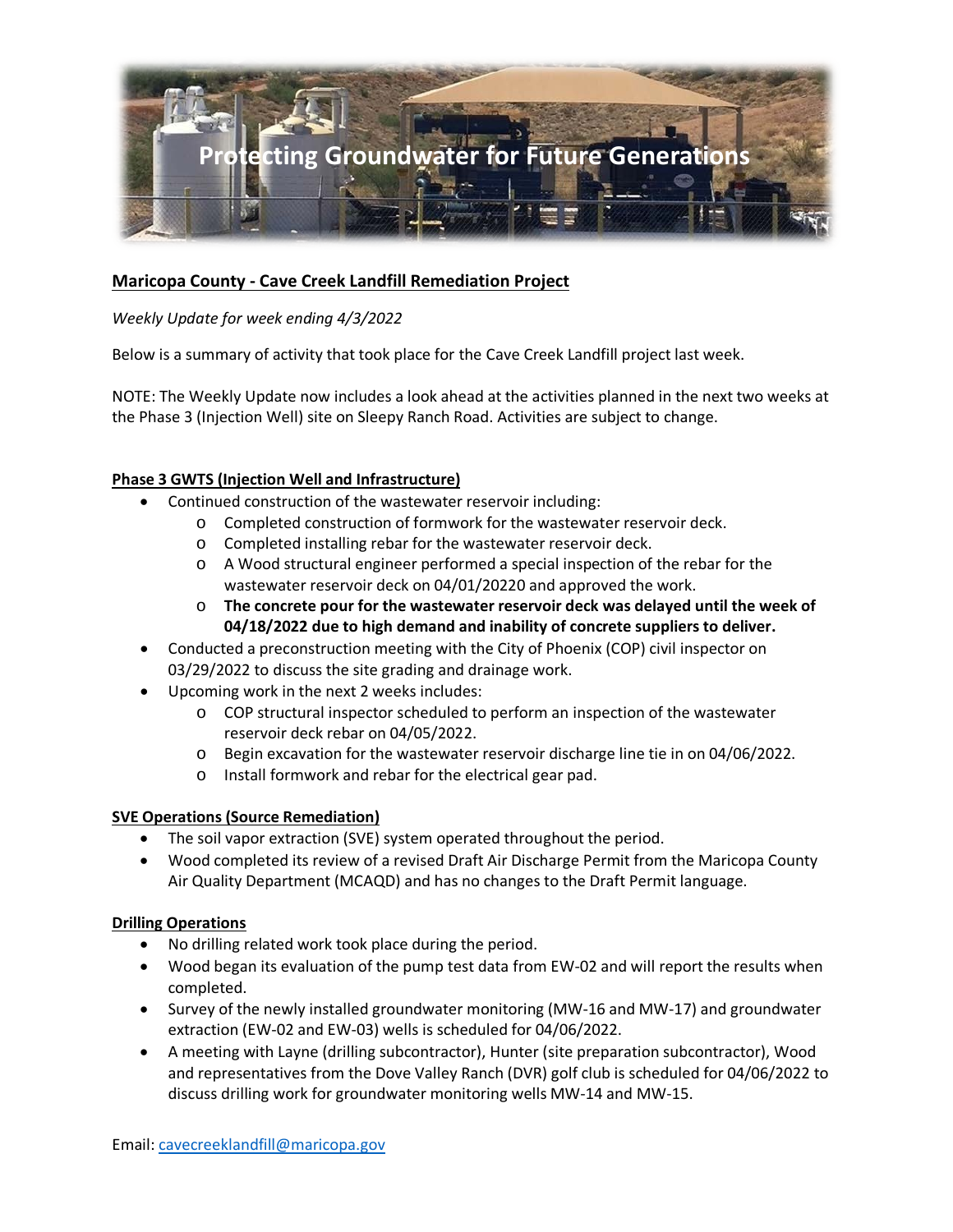Protecting Groundwater for Future Generations

## Maricopa County - Cave Creek Landfill Remediation Project

*Weekly Update for week ending 4/3/2022*

Below is a summary of activity that took place for the Cave Creek Landfill project last week.

NOTE: The Weekly Update now includes a look ahead at the activities planned in the next two weeks at the Phase 3 (Injection Well) site on Sleepy Ranch Road. Activities are subject to change.

### Phase 3 GWTS (Injection Well and Infrastructure)

- Continued construction of the wastewater reservoir including:
  - Completed construction of formwork for the wastewater reservoir deck.
  - Completed installing rebar for the wastewater reservoir deck.
  - A Wood structural engineer performed a special inspection of the rebar for the wastewater reservoir deck on 04/01/20220 and approved the work.
  - **The concrete pour for the wastewater reservoir deck was delayed until the week of 04/18/2022 due to high demand and inability of concrete suppliers to deliver.**
- Conducted a preconstruction meeting with the City of Phoenix (COP) civil inspector on 03/29/2022 to discuss the site grading and drainage work.
- Upcoming work in the next 2 weeks includes:
  - COP structural inspector scheduled to perform an inspection of the wastewater reservoir deck rebar on 04/05/2022.
  - Begin excavation for the wastewater reservoir discharge line tie in on 04/06/2022.
  - Install formwork and rebar for the electrical gear pad.

### SVE Operations (Source Remediation)

- The soil vapor extraction (SVE) system operated throughout the period.
- Wood completed its review of a revised Draft Air Discharge Permit from the Maricopa County Air Quality Department (MCAQD) and has no changes to the Draft Permit language.

### Drilling Operations

- No drilling related work took place during the period.
- Wood began its evaluation of the pump test data from EW-02 and will report the results when completed.
- Survey of the newly installed groundwater monitoring (MW-16 and MW-17) and groundwater extraction (EW-02 and EW-03) wells is scheduled for 04/06/2022.
- A meeting with Layne (drilling subcontractor), Hunter (site preparation subcontractor), Wood and representatives from the Dove Valley Ranch (DVR) golf club is scheduled for 04/06/2022 to discuss drilling work for groundwater monitoring wells MW-14 and MW-15.

Email: cavecreeklandfill@maricopa.gov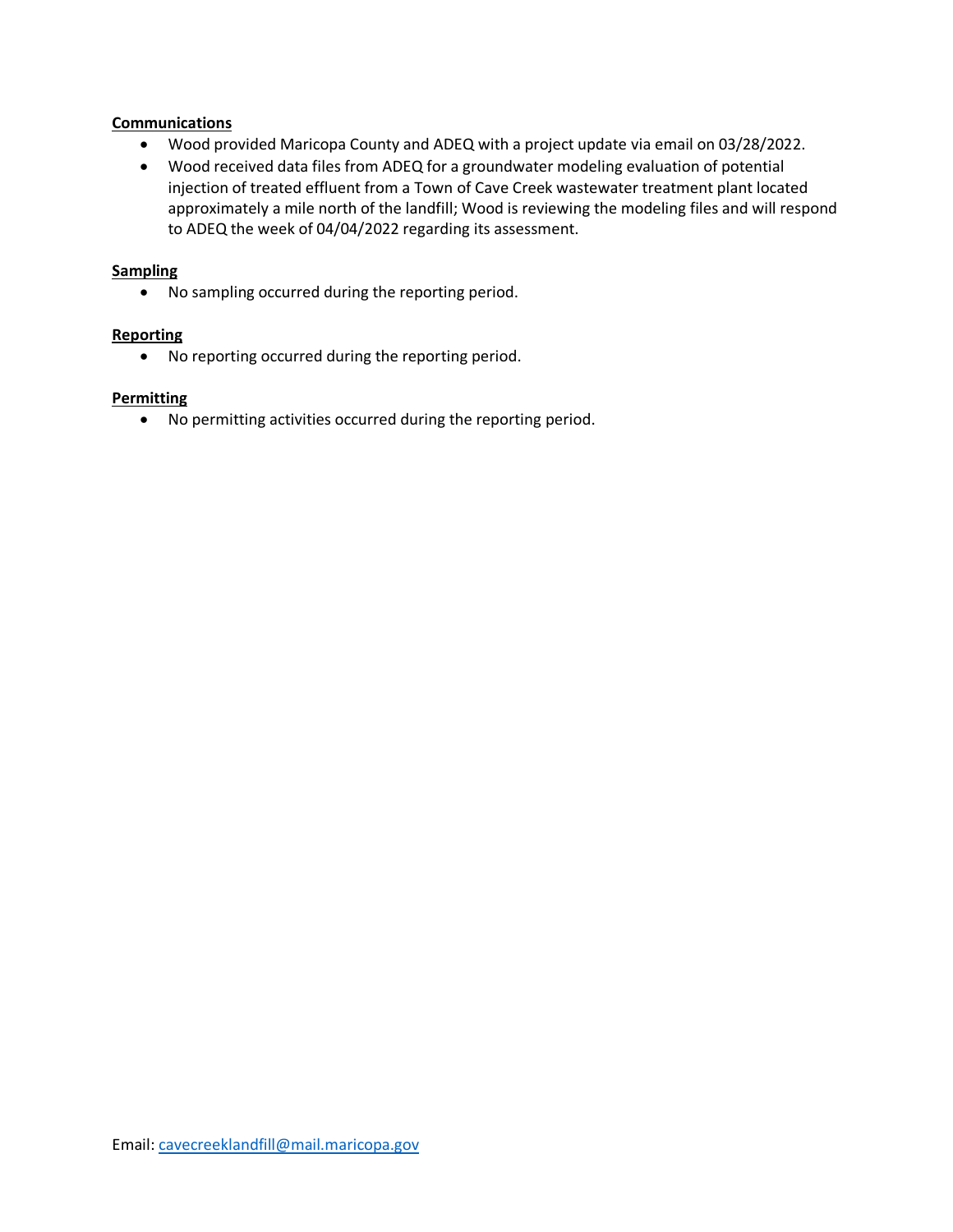**Communications**

- Wood provided Maricopa County and ADEQ with a project update via email on 03/28/2022.
- Wood received data files from ADEQ for a groundwater modeling evaluation of potential injection of treated effluent from a Town of Cave Creek wastewater treatment plant located approximately a mile north of the landfill; Wood is reviewing the modeling files and will respond to ADEQ the week of 04/04/2022 regarding its assessment.

**Sampling**

- No sampling occurred during the reporting period.

**Reporting**

- No reporting occurred during the reporting period.

**Permitting**

- No permitting activities occurred during the reporting period.

Email: cavecreeklandfill@mail.maricopa.gov